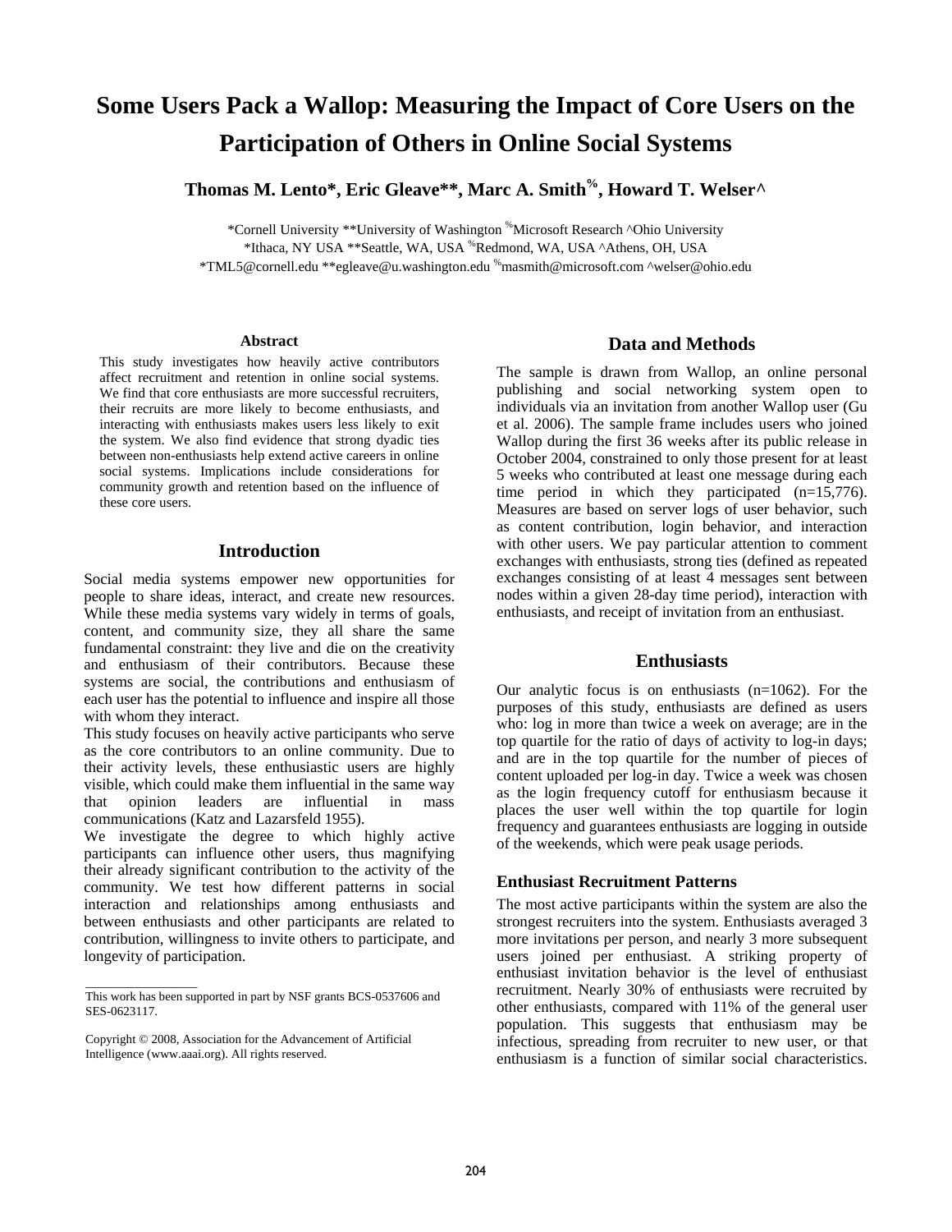# Some Users Pack a Wallop: Measuring the Impact of Core Users on the Participation of Others in Online Social Systems

**Thomas M. Lento\*, Eric Gleave\*\*, Marc A. Smith[%], Howard T. Welser^**

\*Cornell University \*\*University of Washington [%]Microsoft Research ^Ohio University
\*Ithaca, NY USA \*\*Seattle, WA, USA [%]Redmond, WA, USA ^Athens, OH, USA
\*TML5@cornell.edu \*\*egleave@u.washington.edu [%]masmith@microsoft.com ^welser@ohio.edu

### Abstract

This study investigates how heavily active contributors affect recruitment and retention in online social systems. We find that core enthusiasts are more successful recruiters, their recruits are more likely to become enthusiasts, and interacting with enthusiasts makes users less likely to exit the system. We also find evidence that strong dyadic ties between non-enthusiasts help extend active careers in online social systems. Implications include considerations for community growth and retention based on the influence of these core users.

## Introduction

Social media systems empower new opportunities for people to share ideas, interact, and create new resources. While these media systems vary widely in terms of goals, content, and community size, they all share the same fundamental constraint: they live and die on the creativity and enthusiasm of their contributors. Because these systems are social, the contributions and enthusiasm of each user has the potential to influence and inspire all those with whom they interact.

This study focuses on heavily active participants who serve as the core contributors to an online community. Due to their activity levels, these enthusiastic users are highly visible, which could make them influential in the same way that opinion leaders are influential in mass communications (Katz and Lazarsfeld 1955).

We investigate the degree to which highly active participants can influence other users, thus magnifying their already significant contribution to the activity of the community. We test how different patterns in social interaction and relationships among enthusiasts and between enthusiasts and other participants are related to contribution, willingness to invite others to participate, and longevity of participation.

This work has been supported in part by NSF grants BCS-0537606 and SES-0623117.

Copyright © 2008, Association for the Advancement of Artificial Intelligence (www.aaai.org). All rights reserved.

## Data and Methods

The sample is drawn from Wallop, an online personal publishing and social networking system open to individuals via an invitation from another Wallop user (Gu et al. 2006). The sample frame includes users who joined Wallop during the first 36 weeks after its public release in October 2004, constrained to only those present for at least 5 weeks who contributed at least one message during each time period in which they participated (n=15,776). Measures are based on server logs of user behavior, such as content contribution, login behavior, and interaction with other users. We pay particular attention to comment exchanges with enthusiasts, strong ties (defined as repeated exchanges consisting of at least 4 messages sent between nodes within a given 28-day time period), interaction with enthusiasts, and receipt of invitation from an enthusiast.

## Enthusiasts

Our analytic focus is on enthusiasts (n=1062). For the purposes of this study, enthusiasts are defined as users who: log in more than twice a week on average; are in the top quartile for the ratio of days of activity to log-in days; and are in the top quartile for the number of pieces of content uploaded per log-in day. Twice a week was chosen as the login frequency cutoff for enthusiasm because it places the user well within the top quartile for login frequency and guarantees enthusiasts are logging in outside of the weekends, which were peak usage periods.

### Enthusiast Recruitment Patterns

The most active participants within the system are also the strongest recruiters into the system. Enthusiasts averaged 3 more invitations per person, and nearly 3 more subsequent users joined per enthusiast. A striking property of enthusiast invitation behavior is the level of enthusiast recruitment. Nearly 30% of enthusiasts were recruited by other enthusiasts, compared with 11% of the general user population. This suggests that enthusiasm may be infectious, spreading from recruiter to new user, or that enthusiasm is a function of similar social characteristics.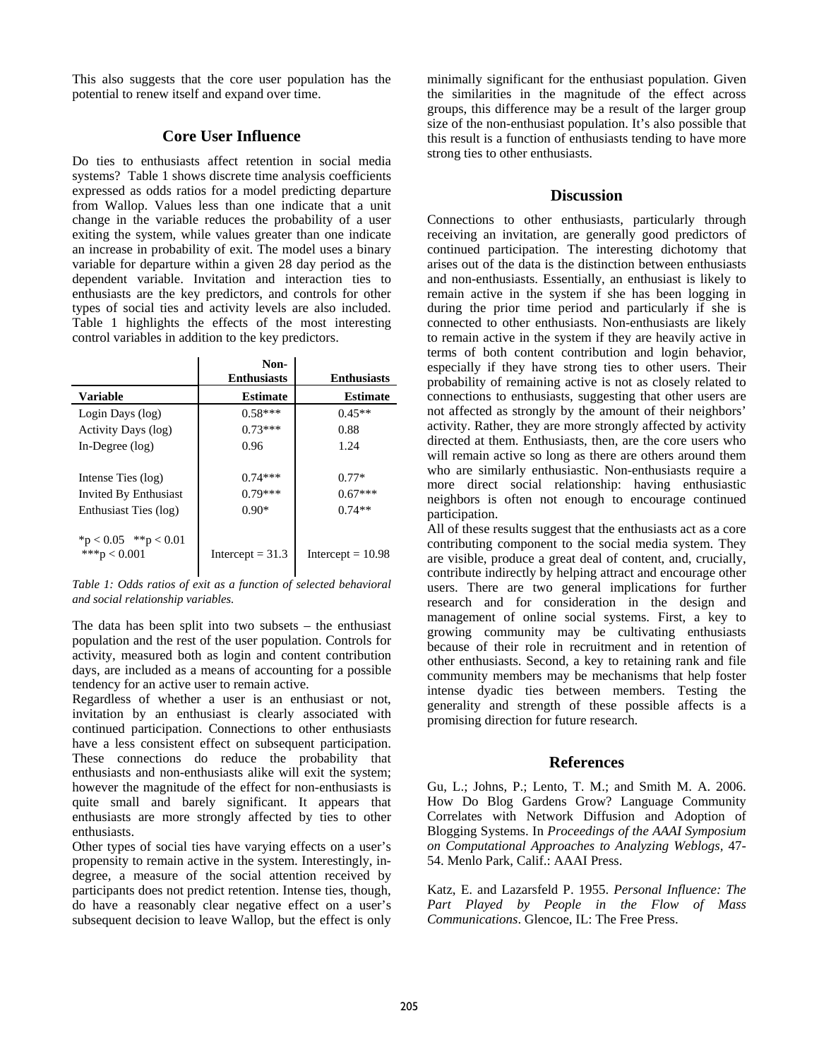This also suggests that the core user population has the potential to renew itself and expand over time.

## Core User Influence

Do ties to enthusiasts affect retention in social media systems? Table 1 shows discrete time analysis coefficients expressed as odds ratios for a model predicting departure from Wallop. Values less than one indicate that a unit change in the variable reduces the probability of a user exiting the system, while values greater than one indicate an increase in probability of exit. The model uses a binary variable for departure within a given 28 day period as the dependent variable. Invitation and interaction ties to enthusiasts are the key predictors, and controls for other types of social ties and activity levels are also included. Table 1 highlights the effects of the most interesting control variables in addition to the key predictors.

| | Non-Enthusiasts | Enthusiasts |
|---|---|---|
| **Variable** | **Estimate** | **Estimate** |
| Login Days (log) | 0.58*** | 0.45** |
| Activity Days (log) | 0.73*** | 0.88 |
| In-Degree (log) | 0.96 | 1.24 |
| Intense Ties (log) | 0.74*** | 0.77* |
| Invited By Enthusiast | 0.79*** | 0.67*** |
| Enthusiast Ties (log) | 0.90* | 0.74** |
| *p < 0.05 **p < 0.01 ***p < 0.001 | Intercept = 31.3 | Intercept = 10.98 |

*Table 1: Odds ratios of exit as a function of selected behavioral and social relationship variables.*

The data has been split into two subsets – the enthusiast population and the rest of the user population. Controls for activity, measured both as login and content contribution days, are included as a means of accounting for a possible tendency for an active user to remain active.

Regardless of whether a user is an enthusiast or not, invitation by an enthusiast is clearly associated with continued participation. Connections to other enthusiasts have a less consistent effect on subsequent participation. These connections do reduce the probability that enthusiasts and non-enthusiasts alike will exit the system; however the magnitude of the effect for non-enthusiasts is quite small and barely significant. It appears that enthusiasts are more strongly affected by ties to other enthusiasts.

Other types of social ties have varying effects on a user's propensity to remain active in the system. Interestingly, in-degree, a measure of the social attention received by participants does not predict retention. Intense ties, though, do have a reasonably clear negative effect on a user's subsequent decision to leave Wallop, but the effect is only minimally significant for the enthusiast population. Given the similarities in the magnitude of the effect across groups, this difference may be a result of the larger group size of the non-enthusiast population. It's also possible that this result is a function of enthusiasts tending to have more strong ties to other enthusiasts.

## Discussion

Connections to other enthusiasts, particularly through receiving an invitation, are generally good predictors of continued participation. The interesting dichotomy that arises out of the data is the distinction between enthusiasts and non-enthusiasts. Essentially, an enthusiast is likely to remain active in the system if she has been logging in during the prior time period and particularly if she is connected to other enthusiasts. Non-enthusiasts are likely to remain active in the system if they are heavily active in terms of both content contribution and login behavior, especially if they have strong ties to other users. Their probability of remaining active is not as closely related to connections to enthusiasts, suggesting that other users are not affected as strongly by the amount of their neighbors' activity. Rather, they are more strongly affected by activity directed at them. Enthusiasts, then, are the core users who will remain active so long as there are others around them who are similarly enthusiastic. Non-enthusiasts require a more direct social relationship: having enthusiastic neighbors is often not enough to encourage continued participation.

All of these results suggest that the enthusiasts act as a core contributing component to the social media system. They are visible, produce a great deal of content, and, crucially, contribute indirectly by helping attract and encourage other users. There are two general implications for further research and for consideration in the design and management of online social systems. First, a key to growing community may be cultivating enthusiasts because of their role in recruitment and in retention of other enthusiasts. Second, a key to retaining rank and file community members may be mechanisms that help foster intense dyadic ties between members. Testing the generality and strength of these possible affects is a promising direction for future research.

## References

Gu, L.; Johns, P.; Lento, T. M.; and Smith M. A. 2006. How Do Blog Gardens Grow? Language Community Correlates with Network Diffusion and Adoption of Blogging Systems. In *Proceedings of the AAAI Symposium on Computational Approaches to Analyzing Weblogs*, 47-54. Menlo Park, Calif.: AAAI Press.

Katz, E. and Lazarsfeld P. 1955. *Personal Influence: The Part Played by People in the Flow of Mass Communications*. Glencoe, IL: The Free Press.